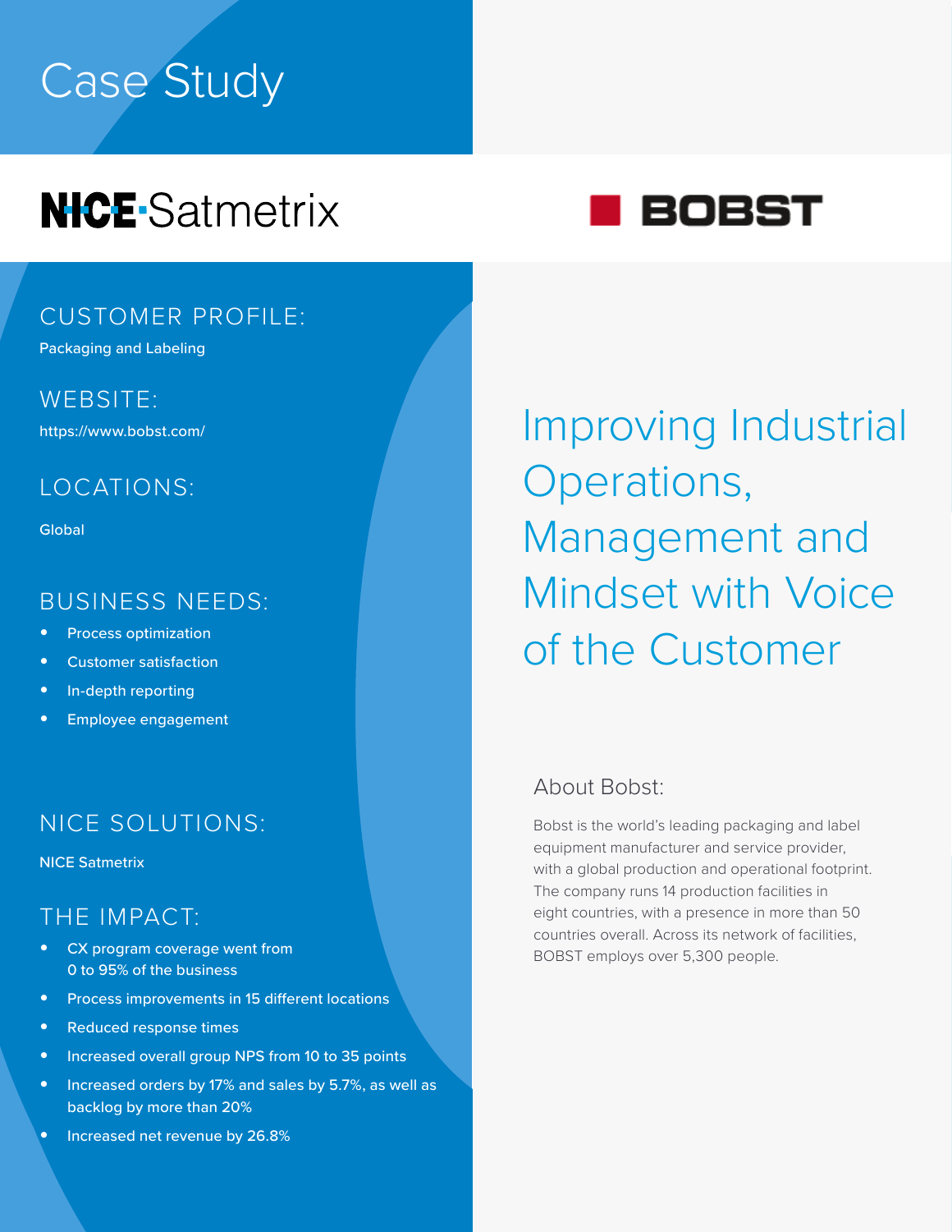# Case Study

NICE·Satmetrix

BOBST

## CUSTOMER PROFILE:

Packaging and Labeling

## WEBSITE:

https://www.bobst.com/

## LOCATIONS:

Global

## BUSINESS NEEDS:

- Process optimization
- Customer satisfaction
- In-depth reporting
- Employee engagement

## NICE SOLUTIONS:

NICE Satmetrix

## THE IMPACT:

- CX program coverage went from 0 to 95% of the business
- Process improvements in 15 different locations
- Reduced response times
- Increased overall group NPS from 10 to 35 points
- Increased orders by 17% and sales by 5.7%, as well as backlog by more than 20%
- Increased net revenue by 26.8%

# Improving Industrial Operations, Management and Mindset with Voice of the Customer

## About Bobst:

Bobst is the world's leading packaging and label equipment manufacturer and service provider, with a global production and operational footprint. The company runs 14 production facilities in eight countries, with a presence in more than 50 countries overall. Across its network of facilities, BOBST employs over 5,300 people.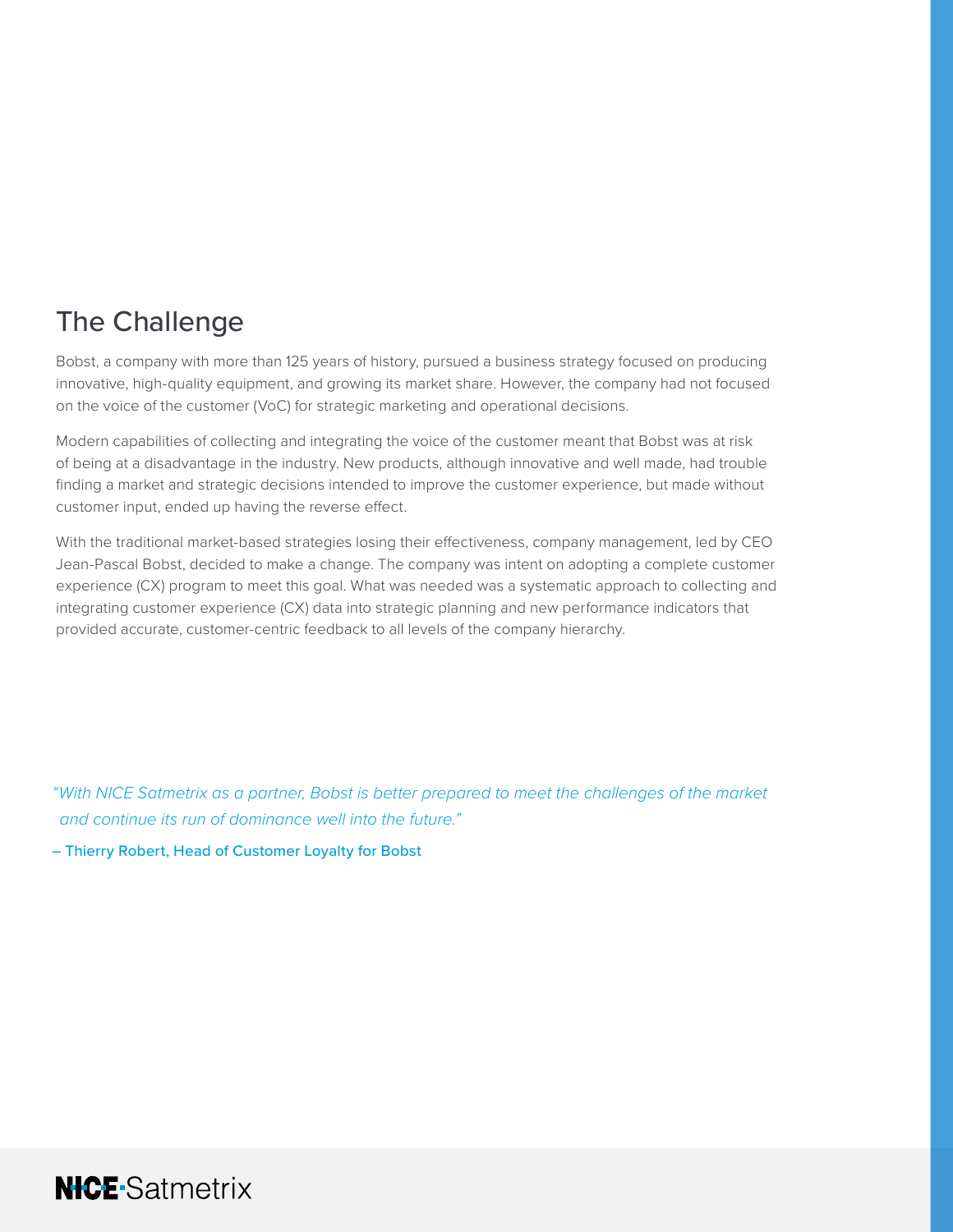## The Challenge

Bobst, a company with more than 125 years of history, pursued a business strategy focused on producing innovative, high-quality equipment, and growing its market share. However, the company had not focused on the voice of the customer (VoC) for strategic marketing and operational decisions.

Modern capabilities of collecting and integrating the voice of the customer meant that Bobst was at risk of being at a disadvantage in the industry. New products, although innovative and well made, had trouble finding a market and strategic decisions intended to improve the customer experience, but made without customer input, ended up having the reverse effect.

With the traditional market-based strategies losing their effectiveness, company management, led by CEO Jean-Pascal Bobst, decided to make a change. The company was intent on adopting a complete customer experience (CX) program to meet this goal. What was needed was a systematic approach to collecting and integrating customer experience (CX) data into strategic planning and new performance indicators that provided accurate, customer-centric feedback to all levels of the company hierarchy.

*"With NICE Satmetrix as a partner, Bobst is better prepared to meet the challenges of the market and continue its run of dominance well into the future."*

– Thierry Robert, Head of Customer Loyalty for Bobst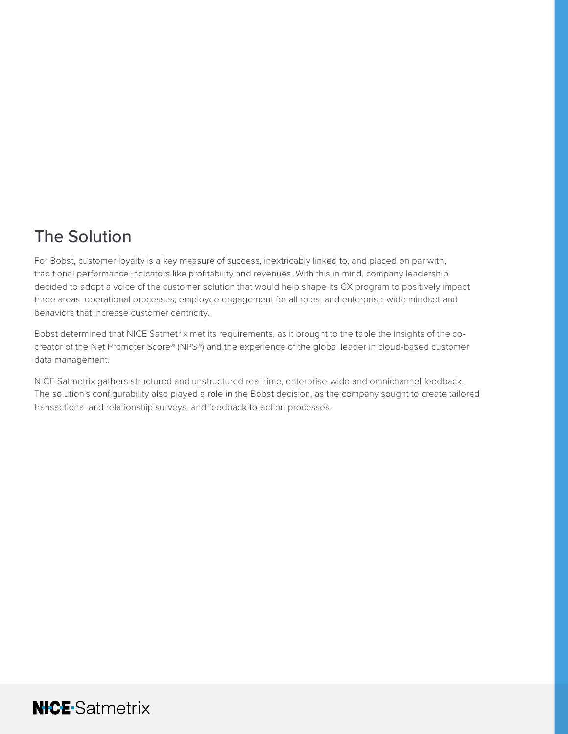## The Solution

For Bobst, customer loyalty is a key measure of success, inextricably linked to, and placed on par with, traditional performance indicators like profitability and revenues. With this in mind, company leadership decided to adopt a voice of the customer solution that would help shape its CX program to positively impact three areas: operational processes; employee engagement for all roles; and enterprise-wide mindset and behaviors that increase customer centricity.

Bobst determined that NICE Satmetrix met its requirements, as it brought to the table the insights of the co-creator of the Net Promoter Score® (NPS®) and the experience of the global leader in cloud-based customer data management.

NICE Satmetrix gathers structured and unstructured real-time, enterprise-wide and omnichannel feedback. The solution's configurability also played a role in the Bobst decision, as the company sought to create tailored transactional and relationship surveys, and feedback-to-action processes.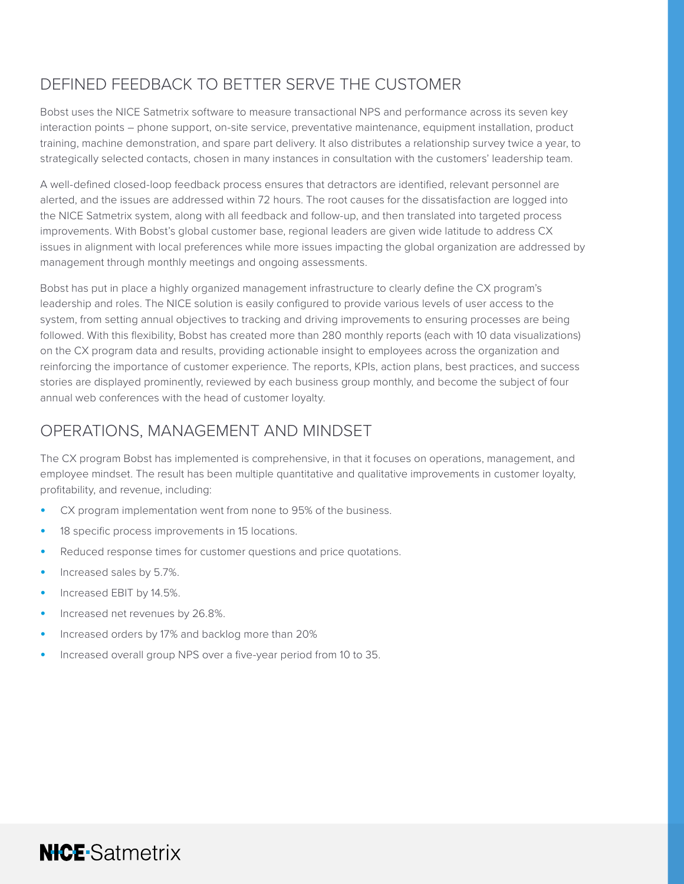## DEFINED FEEDBACK TO BETTER SERVE THE CUSTOMER

Bobst uses the NICE Satmetrix software to measure transactional NPS and performance across its seven key interaction points – phone support, on-site service, preventative maintenance, equipment installation, product training, machine demonstration, and spare part delivery. It also distributes a relationship survey twice a year, to strategically selected contacts, chosen in many instances in consultation with the customers' leadership team.

A well-defined closed-loop feedback process ensures that detractors are identified, relevant personnel are alerted, and the issues are addressed within 72 hours. The root causes for the dissatisfaction are logged into the NICE Satmetrix system, along with all feedback and follow-up, and then translated into targeted process improvements. With Bobst's global customer base, regional leaders are given wide latitude to address CX issues in alignment with local preferences while more issues impacting the global organization are addressed by management through monthly meetings and ongoing assessments.

Bobst has put in place a highly organized management infrastructure to clearly define the CX program's leadership and roles. The NICE solution is easily configured to provide various levels of user access to the system, from setting annual objectives to tracking and driving improvements to ensuring processes are being followed. With this flexibility, Bobst has created more than 280 monthly reports (each with 10 data visualizations) on the CX program data and results, providing actionable insight to employees across the organization and reinforcing the importance of customer experience. The reports, KPIs, action plans, best practices, and success stories are displayed prominently, reviewed by each business group monthly, and become the subject of four annual web conferences with the head of customer loyalty.

## OPERATIONS, MANAGEMENT AND MINDSET

The CX program Bobst has implemented is comprehensive, in that it focuses on operations, management, and employee mindset. The result has been multiple quantitative and qualitative improvements in customer loyalty, profitability, and revenue, including:

- CX program implementation went from none to 95% of the business.
- 18 specific process improvements in 15 locations.
- Reduced response times for customer questions and price quotations.
- Increased sales by 5.7%.
- Increased EBIT by 14.5%.
- Increased net revenues by 26.8%.
- Increased orders by 17% and backlog more than 20%
- Increased overall group NPS over a five-year period from 10 to 35.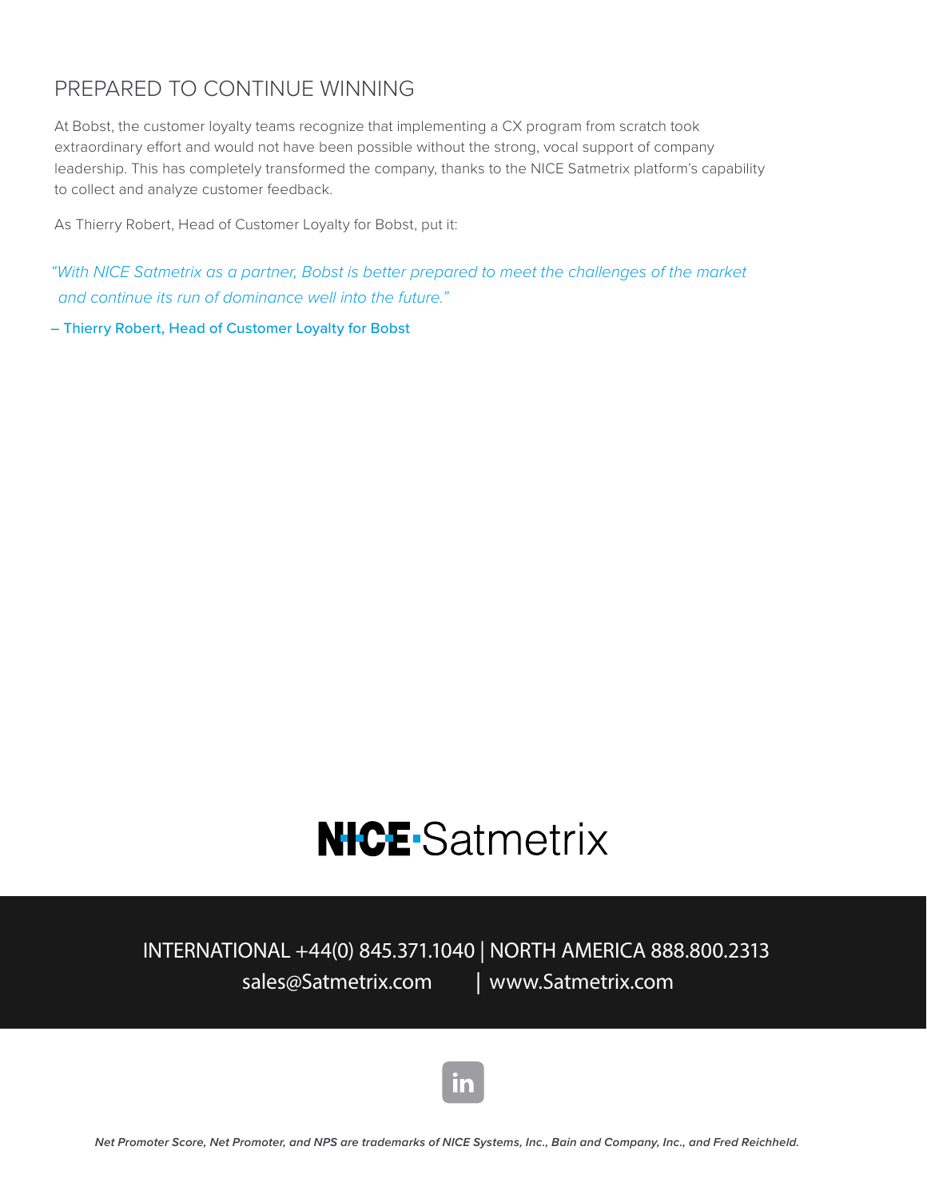## PREPARED TO CONTINUE WINNING

At Bobst, the customer loyalty teams recognize that implementing a CX program from scratch took extraordinary effort and would not have been possible without the strong, vocal support of company leadership. This has completely transformed the company, thanks to the NICE Satmetrix platform's capability to collect and analyze customer feedback.

As Thierry Robert, Head of Customer Loyalty for Bobst, put it:

*"With NICE Satmetrix as a partner, Bobst is better prepared to meet the challenges of the market and continue its run of dominance well into the future."*

– Thierry Robert, Head of Customer Loyalty for Bobst

NICE Satmetrix

INTERNATIONAL +44(0) 845.371.1040 | NORTH AMERICA 888.800.2313
sales@Satmetrix.com | www.Satmetrix.com

***Net Promoter Score, Net Promoter, and NPS are trademarks of NICE Systems, Inc., Bain and Company, Inc., and Fred Reichheld.***